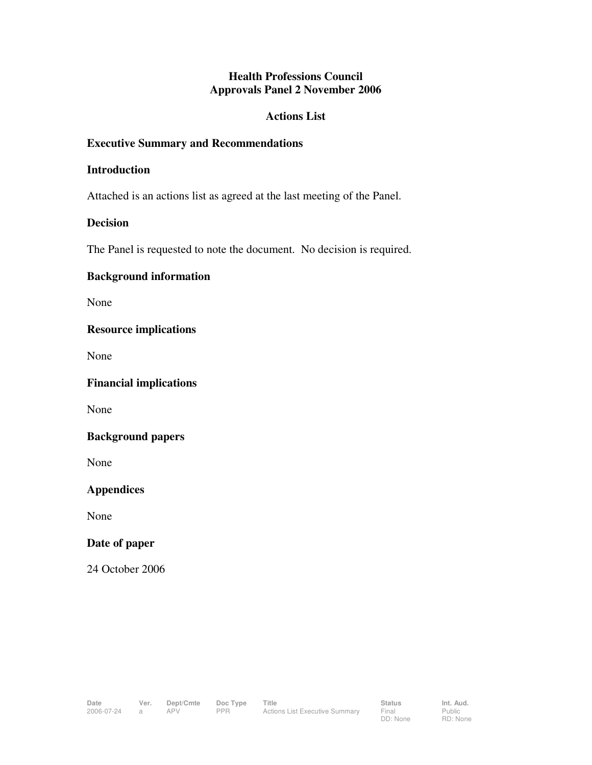# Health Professions Council
# Approvals Panel 2 November 2006

## Actions List

### Executive Summary and Recommendations

### Introduction

Attached is an actions list as agreed at the last meeting of the Panel.

### Decision

The Panel is requested to note the document. No decision is required.

### Background information

None

### Resource implications

None

### Financial implications

None

### Background papers

None

### Appendices

None

### Date of paper

24 October 2006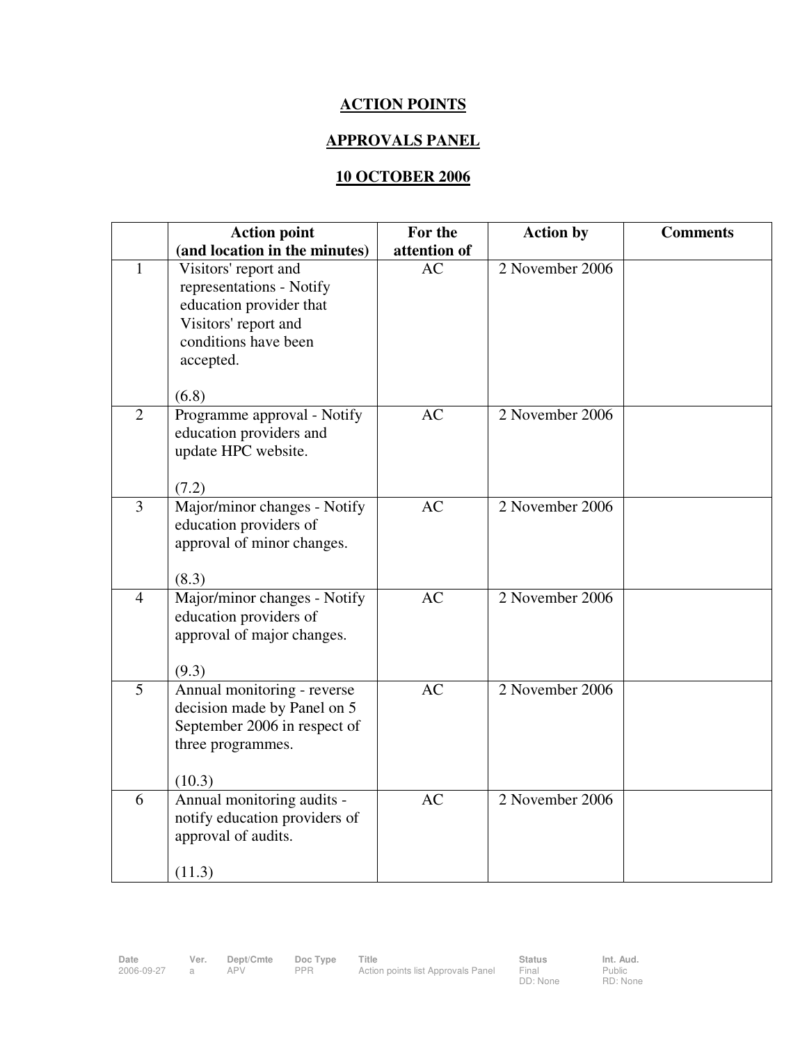# ACTION POINTS

## APPROVALS PANEL

## 10 OCTOBER 2006

| | Action point (and location in the minutes) | For the attention of | Action by | Comments |
|---|---|---|---|---|
| 1 | Visitors' report and representations - Notify education provider that Visitors' report and conditions have been accepted.<br><br>(6.8) | AC | 2 November 2006 | |
| 2 | Programme approval - Notify education providers and update HPC website.<br><br>(7.2) | AC | 2 November 2006 | |
| 3 | Major/minor changes - Notify education providers of approval of minor changes.<br><br>(8.3) | AC | 2 November 2006 | |
| 4 | Major/minor changes - Notify education providers of approval of major changes.<br><br>(9.3) | AC | 2 November 2006 | |
| 5 | Annual monitoring - reverse decision made by Panel on 5 September 2006 in respect of three programmes.<br><br>(10.3) | AC | 2 November 2006 | |
| 6 | Annual monitoring audits - notify education providers of approval of audits.<br><br>(11.3) | AC | 2 November 2006 | |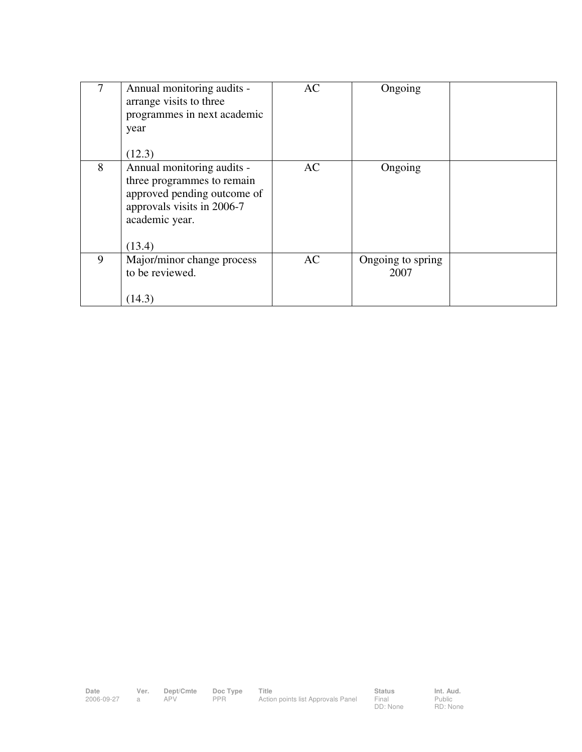| | | | | |
|---|---|---|---|---|
| 7 | Annual monitoring audits - arrange visits to three programmes in next academic year<br><br>(12.3) | AC | Ongoing | |
| 8 | Annual monitoring audits - three programmes to remain approved pending outcome of approvals visits in 2006-7 academic year.<br><br>(13.4) | AC | Ongoing | |
| 9 | Major/minor change process to be reviewed.<br><br>(14.3) | AC | Ongoing to spring 2007 | |